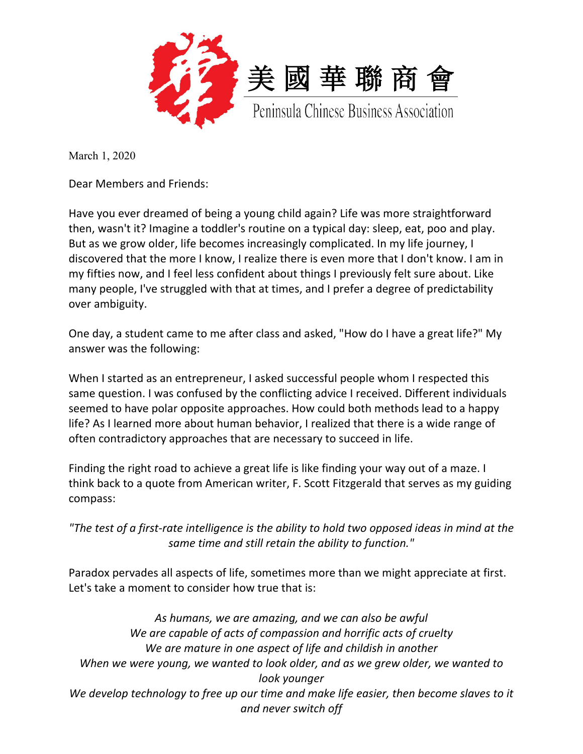# 美國華聯商會

## Peninsula Chinese Business Association

March 1, 2020

Dear Members and Friends:

Have you ever dreamed of being a young child again? Life was more straightforward then, wasn't it? Imagine a toddler's routine on a typical day: sleep, eat, poo and play. But as we grow older, life becomes increasingly complicated. In my life journey, I discovered that the more I know, I realize there is even more that I don't know. I am in my fifties now, and I feel less confident about things I previously felt sure about. Like many people, I've struggled with that at times, and I prefer a degree of predictability over ambiguity.

One day, a student came to me after class and asked, "How do I have a great life?" My answer was the following:

When I started as an entrepreneur, I asked successful people whom I respected this same question. I was confused by the conflicting advice I received. Different individuals seemed to have polar opposite approaches. How could both methods lead to a happy life? As I learned more about human behavior, I realized that there is a wide range of often contradictory approaches that are necessary to succeed in life.

Finding the right road to achieve a great life is like finding your way out of a maze. I think back to a quote from American writer, F. Scott Fitzgerald that serves as my guiding compass:

*"The test of a first-rate intelligence is the ability to hold two opposed ideas in mind at the same time and still retain the ability to function."*

Paradox pervades all aspects of life, sometimes more than we might appreciate at first. Let's take a moment to consider how true that is:

*As humans, we are amazing, and we can also be awful*
*We are capable of acts of compassion and horrific acts of cruelty*
*We are mature in one aspect of life and childish in another*
*When we were young, we wanted to look older, and as we grew older, we wanted to look younger*
*We develop technology to free up our time and make life easier, then become slaves to it and never switch off*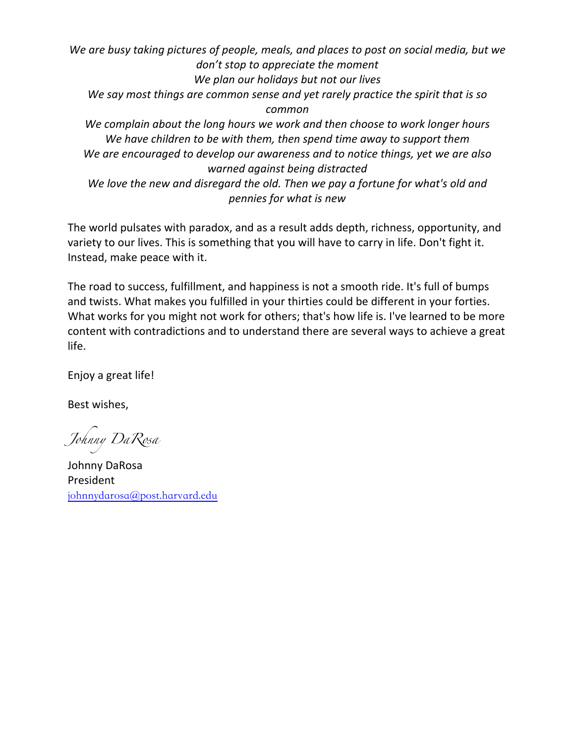*We are busy taking pictures of people, meals, and places to post on social media, but we don't stop to appreciate the moment*
*We plan our holidays but not our lives*
*We say most things are common sense and yet rarely practice the spirit that is so common*
*We complain about the long hours we work and then choose to work longer hours*
*We have children to be with them, then spend time away to support them*
*We are encouraged to develop our awareness and to notice things, yet we are also warned against being distracted*
*We love the new and disregard the old. Then we pay a fortune for what's old and pennies for what is new*

The world pulsates with paradox, and as a result adds depth, richness, opportunity, and variety to our lives. This is something that you will have to carry in life. Don't fight it. Instead, make peace with it.

The road to success, fulfillment, and happiness is not a smooth ride. It's full of bumps and twists. What makes you fulfilled in your thirties could be different in your forties. What works for you might not work for others; that's how life is. I've learned to be more content with contradictions and to understand there are several ways to achieve a great life.

Enjoy a great life!

Best wishes,

*Johnny DaRosa*

Johnny DaRosa
President
johnnydarosa@post.harvard.edu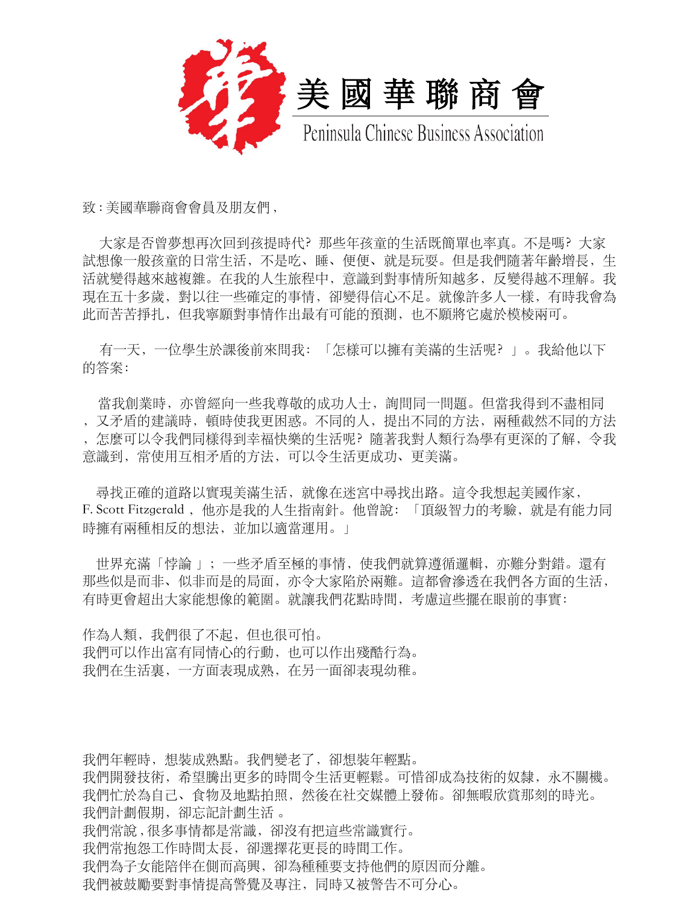美國華聯商會

Peninsula Chinese Business Association

致 : 美國華聯商會會員及朋友們 ,

大家是否曾夢想再次回到孩提時代? 那些年孩童的生活既簡單也率真。不是嗎? 大家試想像一般孩童的日常生活，不是吃、睡、便便、就是玩耍。但是我們隨著年齡增長，生活就變得越來越複雜。在我的人生旅程中，意識到對事情所知越多，反變得越不理解。我現在五十多歲，對以往一些確定的事情，卻變得信心不足。就像許多人一樣，有時我會為此而苦苦掙扎，但我寧願對事情作出最有可能的預測，也不願將它處於模棱兩可。

有一天，一位學生於課後前來問我: 「怎樣可以擁有美滿的生活呢? 」。我給他以下的答案:

當我創業時，亦曾經向一些我尊敬的成功人士，詢問同一問題。但當我得到不盡相同，又矛盾的建議時，頓時使我更困惑。不同的人，提出不同的方法，兩種截然不同的方法，怎麼可以令我們同樣得到幸福快樂的生活呢? 隨著我對人類行為學有更深的了解，令我意識到，常使用互相矛盾的方法，可以令生活更成功、更美滿。

尋找正確的道路以實現美滿生活，就像在迷宮中尋找出路。這令我想起美國作家，F. Scott Fitzgerald ， 他亦是我的人生指南針。他曾說: 「頂級智力的考驗，就是有能力同時擁有兩種相反的想法，並加以適當運用。」

世界充滿「悖論 」; 一些矛盾至極的事情，使我們就算遵循邏輯，亦難分對錯。還有那些似是而非、似非而是的局面，亦令大家陷於兩難。這都會滲透在我們各方面的生活，有時更會超出大家能想像的範圍。就讓我們花點時間，考慮這些擺在眼前的事實:

作為人類，我們很了不起，但也很可怕。
我們可以作出富有同情心的行動，也可以作出殘酷行為。
我們在生活裏，一方面表現成熟，在另一面卻表現幼稚。

我們年輕時，想裝成熟點。我們變老了，卻想裝年輕點。
我們開發技術，希望騰出更多的時間令生活更輕鬆。可惜卻成為技術的奴隸，永不關機。
我們忙於為自己、食物及地點拍照，然後在社交媒體上發佈。卻無暇欣賞那刻的時光。
我們計劃假期，卻忘記計劃生活 。
我們常說 , 很多事情都是常識，卻沒有把這些常識實行。
我們常抱怨工作時間太長，卻選擇花更長的時間工作。
我們為子女能陪伴在側而高興，卻為種種要支持他們的原因而分離。
我們被鼓勵要對事情提高警覺及專注，同時又被警告不可分心。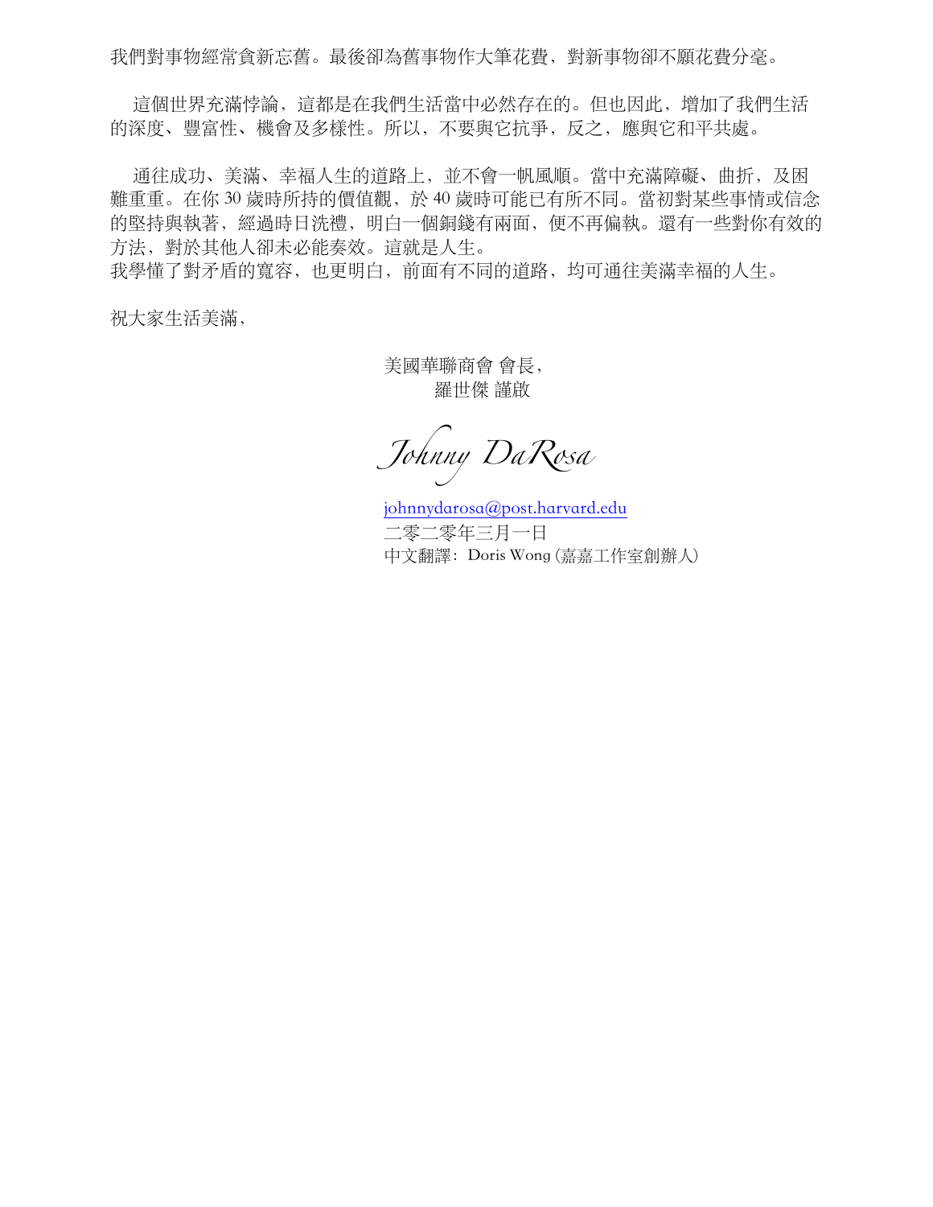我們對事物經常貪新忘舊。最後卻為舊事物作大筆花費，對新事物卻不願花費分毫。

這個世界充滿悖論，這都是在我們生活當中必然存在的。但也因此，增加了我們生活的深度、豐富性、機會及多樣性。所以，不要與它抗爭，反之，應與它和平共處。

通往成功、美滿、幸福人生的道路上，並不會一帆風順。當中充滿障礙、曲折，及困難重重。在你 30 歲時所持的價值觀，於 40 歲時可能已有所不同。當初對某些事情或信念的堅持與執著，經過時日洗禮，明白一個銅錢有兩面，便不再偏執。還有一些對你有效的方法，對於其他人卻未必能奏效。這就是人生。
我學懂了對矛盾的寬容，也更明白，前面有不同的道路，均可通往美滿幸福的人生。

祝大家生活美滿，

美國華聯商會 會長，
羅世傑 謹啟

*Johnny DaRosa*

johnnydarosa@post.harvard.edu
二零二零年三月一日
中文翻譯：Doris Wong (嘉嘉工作室創辦人)